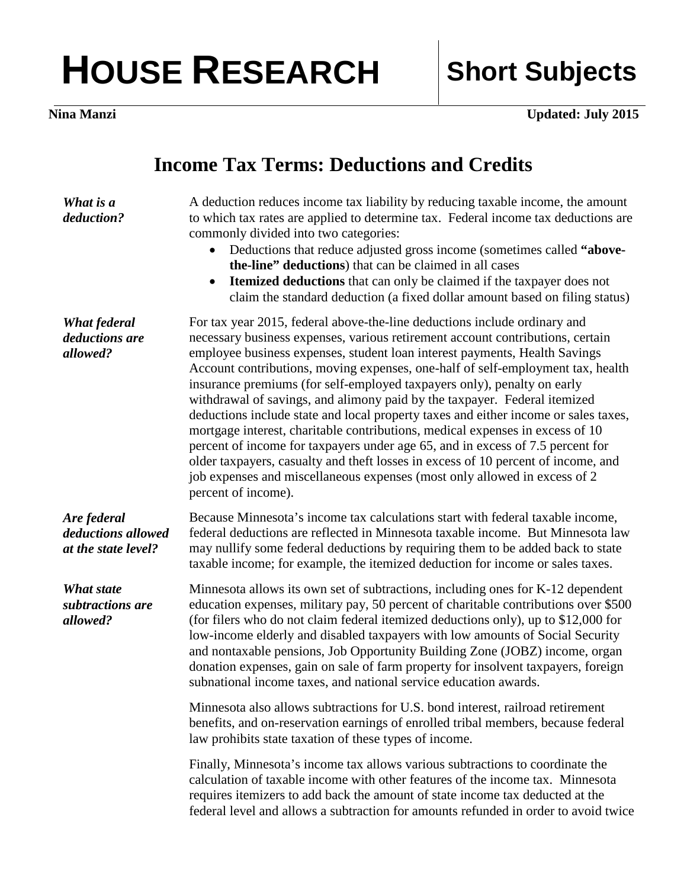# HOUSE RESEARCH | Short Subjects

**Nina Manzi** **Updated: July 2015**

## Income Tax Terms: Deductions and Credits

***What is a deduction?***

A deduction reduces income tax liability by reducing taxable income, the amount to which tax rates are applied to determine tax. Federal income tax deductions are commonly divided into two categories:

- Deductions that reduce adjusted gross income (sometimes called **"above-the-line" deductions**) that can be claimed in all cases
- **Itemized deductions** that can only be claimed if the taxpayer does not claim the standard deduction (a fixed dollar amount based on filing status)

***What federal deductions are allowed?***

For tax year 2015, federal above-the-line deductions include ordinary and necessary business expenses, various retirement account contributions, certain employee business expenses, student loan interest payments, Health Savings Account contributions, moving expenses, one-half of self-employment tax, health insurance premiums (for self-employed taxpayers only), penalty on early withdrawal of savings, and alimony paid by the taxpayer. Federal itemized deductions include state and local property taxes and either income or sales taxes, mortgage interest, charitable contributions, medical expenses in excess of 10 percent of income for taxpayers under age 65, and in excess of 7.5 percent for older taxpayers, casualty and theft losses in excess of 10 percent of income, and job expenses and miscellaneous expenses (most only allowed in excess of 2 percent of income).

***Are federal deductions allowed at the state level?***

Because Minnesota's income tax calculations start with federal taxable income, federal deductions are reflected in Minnesota taxable income. But Minnesota law may nullify some federal deductions by requiring them to be added back to state taxable income; for example, the itemized deduction for income or sales taxes.

***What state subtractions are allowed?***

Minnesota allows its own set of subtractions, including ones for K-12 dependent education expenses, military pay, 50 percent of charitable contributions over $500 (for filers who do not claim federal itemized deductions only), up to $12,000 for low-income elderly and disabled taxpayers with low amounts of Social Security and nontaxable pensions, Job Opportunity Building Zone (JOBZ) income, organ donation expenses, gain on sale of farm property for insolvent taxpayers, foreign subnational income taxes, and national service education awards.

Minnesota also allows subtractions for U.S. bond interest, railroad retirement benefits, and on-reservation earnings of enrolled tribal members, because federal law prohibits state taxation of these types of income.

Finally, Minnesota's income tax allows various subtractions to coordinate the calculation of taxable income with other features of the income tax. Minnesota requires itemizers to add back the amount of state income tax deducted at the federal level and allows a subtraction for amounts refunded in order to avoid twice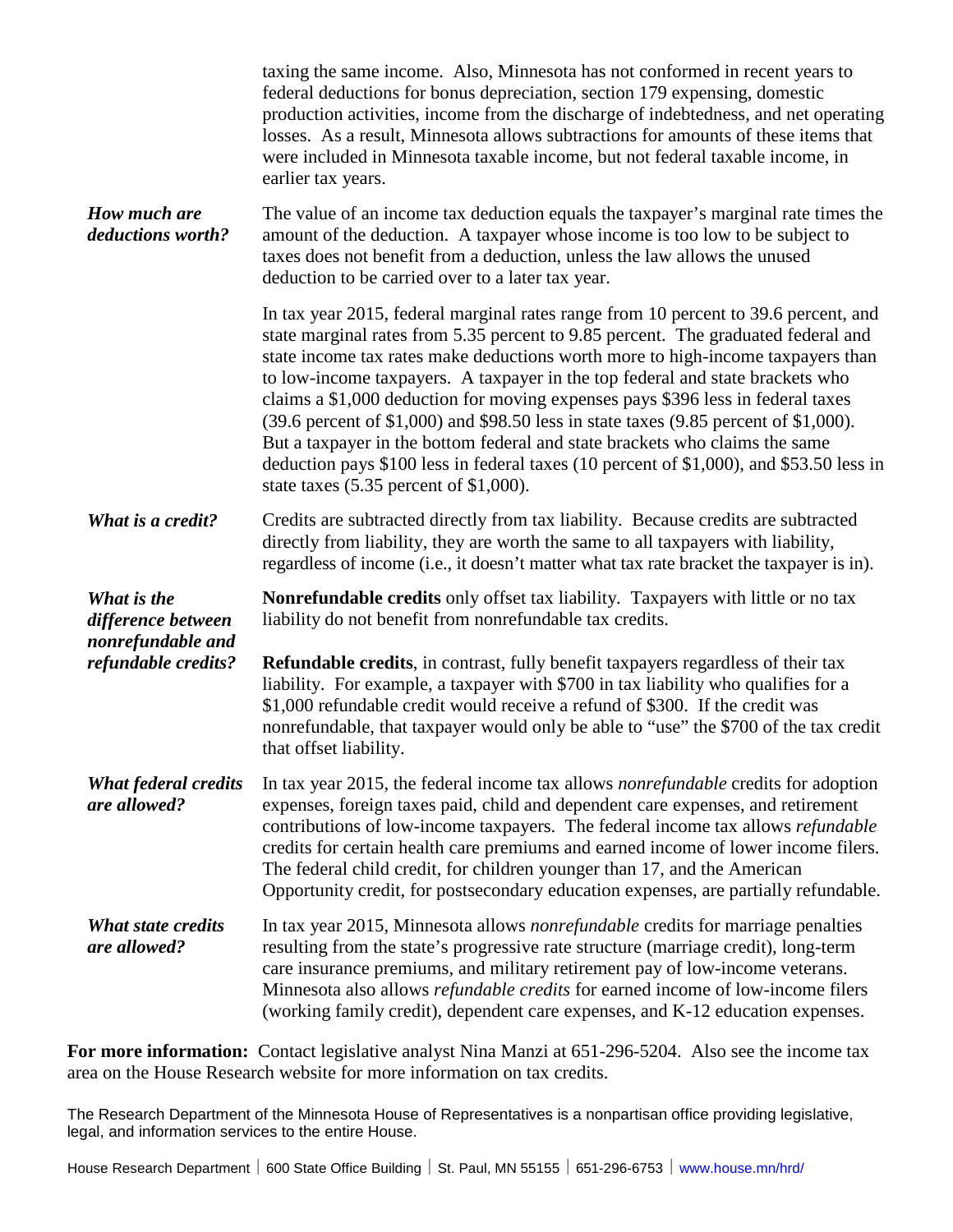taxing the same income. Also, Minnesota has not conformed in recent years to federal deductions for bonus depreciation, section 179 expensing, domestic production activities, income from the discharge of indebtedness, and net operating losses. As a result, Minnesota allows subtractions for amounts of these items that were included in Minnesota taxable income, but not federal taxable income, in earlier tax years.

***How much are deductions worth?***

The value of an income tax deduction equals the taxpayer's marginal rate times the amount of the deduction. A taxpayer whose income is too low to be subject to taxes does not benefit from a deduction, unless the law allows the unused deduction to be carried over to a later tax year.

In tax year 2015, federal marginal rates range from 10 percent to 39.6 percent, and state marginal rates from 5.35 percent to 9.85 percent. The graduated federal and state income tax rates make deductions worth more to high-income taxpayers than to low-income taxpayers. A taxpayer in the top federal and state brackets who claims a $1,000 deduction for moving expenses pays $396 less in federal taxes (39.6 percent of $1,000) and $98.50 less in state taxes (9.85 percent of $1,000). But a taxpayer in the bottom federal and state brackets who claims the same deduction pays $100 less in federal taxes (10 percent of $1,000), and $53.50 less in state taxes (5.35 percent of $1,000).

***What is a credit?***

Credits are subtracted directly from tax liability. Because credits are subtracted directly from liability, they are worth the same to all taxpayers with liability, regardless of income (i.e., it doesn't matter what tax rate bracket the taxpayer is in).

***What is the difference between nonrefundable and refundable credits?***

**Nonrefundable credits** only offset tax liability. Taxpayers with little or no tax liability do not benefit from nonrefundable tax credits.

**Refundable credits**, in contrast, fully benefit taxpayers regardless of their tax liability. For example, a taxpayer with $700 in tax liability who qualifies for a $1,000 refundable credit would receive a refund of $300. If the credit was nonrefundable, that taxpayer would only be able to "use" the $700 of the tax credit that offset liability.

***What federal credits are allowed?***

In tax year 2015, the federal income tax allows *nonrefundable* credits for adoption expenses, foreign taxes paid, child and dependent care expenses, and retirement contributions of low-income taxpayers. The federal income tax allows *refundable* credits for certain health care premiums and earned income of lower income filers. The federal child credit, for children younger than 17, and the American Opportunity credit, for postsecondary education expenses, are partially refundable.

***What state credits are allowed?***

In tax year 2015, Minnesota allows *nonrefundable* credits for marriage penalties resulting from the state's progressive rate structure (marriage credit), long-term care insurance premiums, and military retirement pay of low-income veterans. Minnesota also allows *refundable credits* for earned income of low-income filers (working family credit), dependent care expenses, and K-12 education expenses.

**For more information:** Contact legislative analyst Nina Manzi at 651-296-5204. Also see the income tax area on the House Research website for more information on tax credits.

The Research Department of the Minnesota House of Representatives is a nonpartisan office providing legislative, legal, and information services to the entire House.

House Research Department | 600 State Office Building | St. Paul, MN 55155 | 651-296-6753 | www.house.mn/hrd/